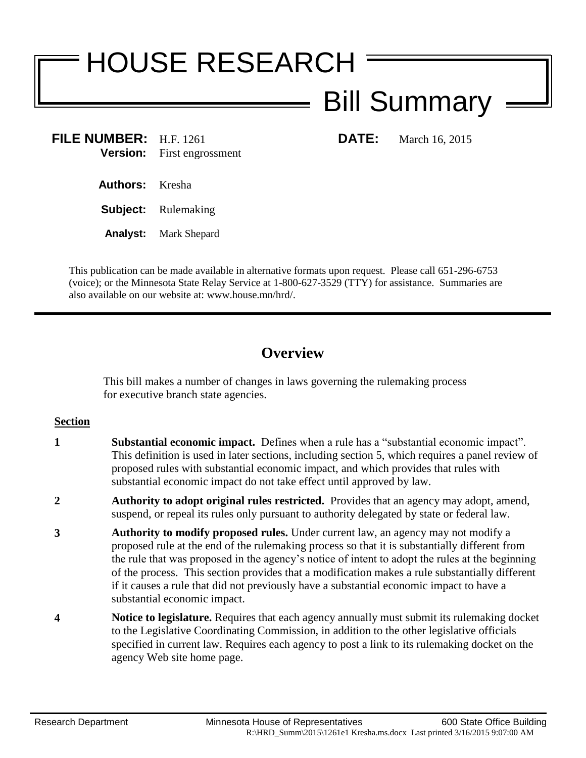# HOUSE RESEARCH

## Bill Summary

**FILE NUMBER:** H.F. 1261 **DATE:** March 16, 2015
**Version:** First engrossment

**Authors:** Kresha

**Subject:** Rulemaking

**Analyst:** Mark Shepard

This publication can be made available in alternative formats upon request. Please call 651-296-6753 (voice); or the Minnesota State Relay Service at 1-800-627-3529 (TTY) for assistance. Summaries are also available on our website at: www.house.mn/hrd/.

---

## Overview

This bill makes a number of changes in laws governing the rulemaking process for executive branch state agencies.

**Section**

**1** **Substantial economic impact.** Defines when a rule has a "substantial economic impact". This definition is used in later sections, including section 5, which requires a panel review of proposed rules with substantial economic impact, and which provides that rules with substantial economic impact do not take effect until approved by law.

**2** **Authority to adopt original rules restricted.** Provides that an agency may adopt, amend, suspend, or repeal its rules only pursuant to authority delegated by state or federal law.

**3** **Authority to modify proposed rules.** Under current law, an agency may not modify a proposed rule at the end of the rulemaking process so that it is substantially different from the rule that was proposed in the agency's notice of intent to adopt the rules at the beginning of the process. This section provides that a modification makes a rule substantially different if it causes a rule that did not previously have a substantial economic impact to have a substantial economic impact.

**4** **Notice to legislature.** Requires that each agency annually must submit its rulemaking docket to the Legislative Coordinating Commission, in addition to the other legislative officials specified in current law. Requires each agency to post a link to its rulemaking docket on the agency Web site home page.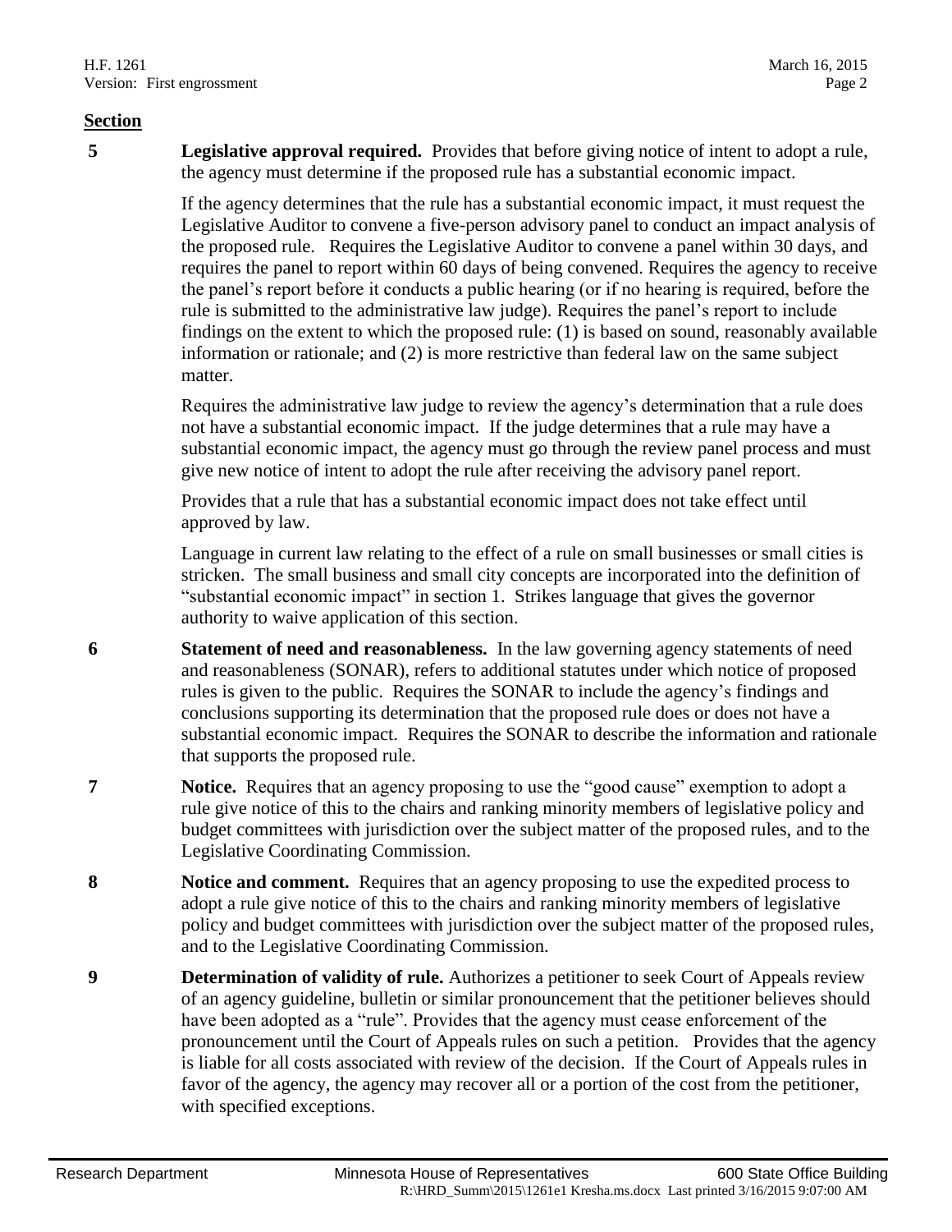**Section**

**5** **Legislative approval required.** Provides that before giving notice of intent to adopt a rule, the agency must determine if the proposed rule has a substantial economic impact.

If the agency determines that the rule has a substantial economic impact, it must request the Legislative Auditor to convene a five-person advisory panel to conduct an impact analysis of the proposed rule. Requires the Legislative Auditor to convene a panel within 30 days, and requires the panel to report within 60 days of being convened. Requires the agency to receive the panel's report before it conducts a public hearing (or if no hearing is required, before the rule is submitted to the administrative law judge). Requires the panel's report to include findings on the extent to which the proposed rule: (1) is based on sound, reasonably available information or rationale; and (2) is more restrictive than federal law on the same subject matter.

Requires the administrative law judge to review the agency's determination that a rule does not have a substantial economic impact. If the judge determines that a rule may have a substantial economic impact, the agency must go through the review panel process and must give new notice of intent to adopt the rule after receiving the advisory panel report.

Provides that a rule that has a substantial economic impact does not take effect until approved by law.

Language in current law relating to the effect of a rule on small businesses or small cities is stricken. The small business and small city concepts are incorporated into the definition of "substantial economic impact" in section 1. Strikes language that gives the governor authority to waive application of this section.

**6** **Statement of need and reasonableness.** In the law governing agency statements of need and reasonableness (SONAR), refers to additional statutes under which notice of proposed rules is given to the public. Requires the SONAR to include the agency's findings and conclusions supporting its determination that the proposed rule does or does not have a substantial economic impact. Requires the SONAR to describe the information and rationale that supports the proposed rule.

**7** **Notice.** Requires that an agency proposing to use the "good cause" exemption to adopt a rule give notice of this to the chairs and ranking minority members of legislative policy and budget committees with jurisdiction over the subject matter of the proposed rules, and to the Legislative Coordinating Commission.

**8** **Notice and comment.** Requires that an agency proposing to use the expedited process to adopt a rule give notice of this to the chairs and ranking minority members of legislative policy and budget committees with jurisdiction over the subject matter of the proposed rules, and to the Legislative Coordinating Commission.

**9** **Determination of validity of rule.** Authorizes a petitioner to seek Court of Appeals review of an agency guideline, bulletin or similar pronouncement that the petitioner believes should have been adopted as a "rule". Provides that the agency must cease enforcement of the pronouncement until the Court of Appeals rules on such a petition. Provides that the agency is liable for all costs associated with review of the decision. If the Court of Appeals rules in favor of the agency, the agency may recover all or a portion of the cost from the petitioner, with specified exceptions.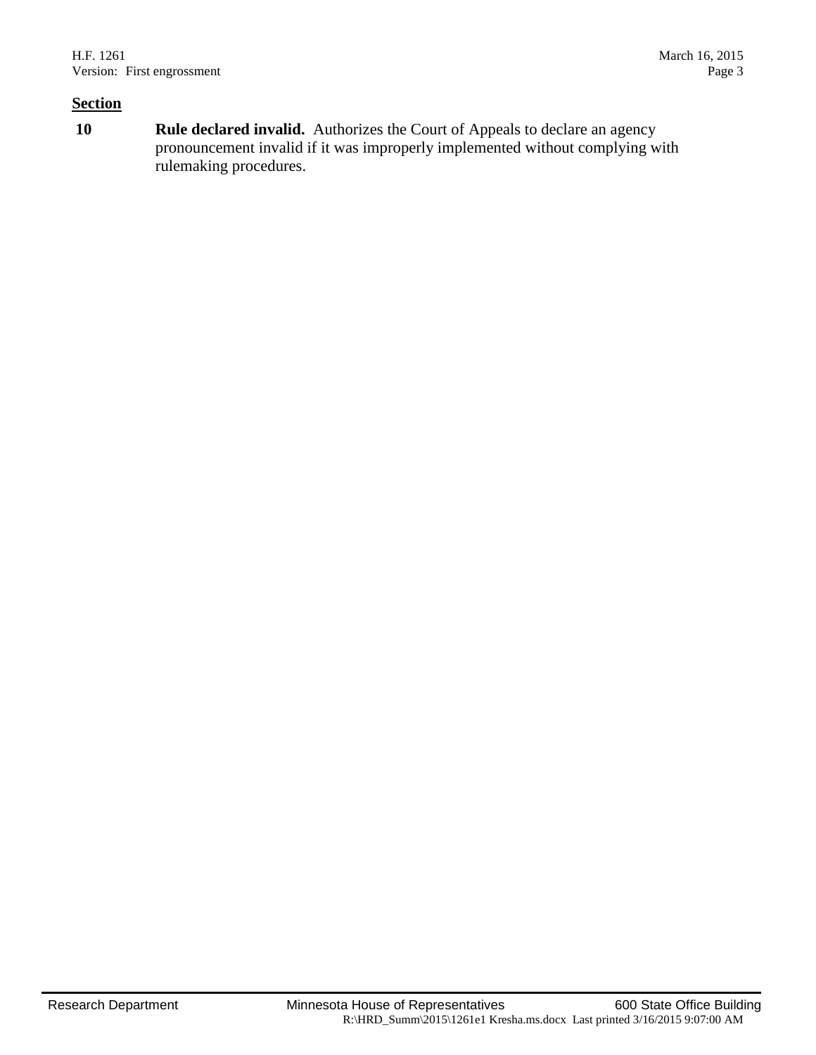**Section**

**10** **Rule declared invalid.** Authorizes the Court of Appeals to declare an agency pronouncement invalid if it was improperly implemented without complying with rulemaking procedures.